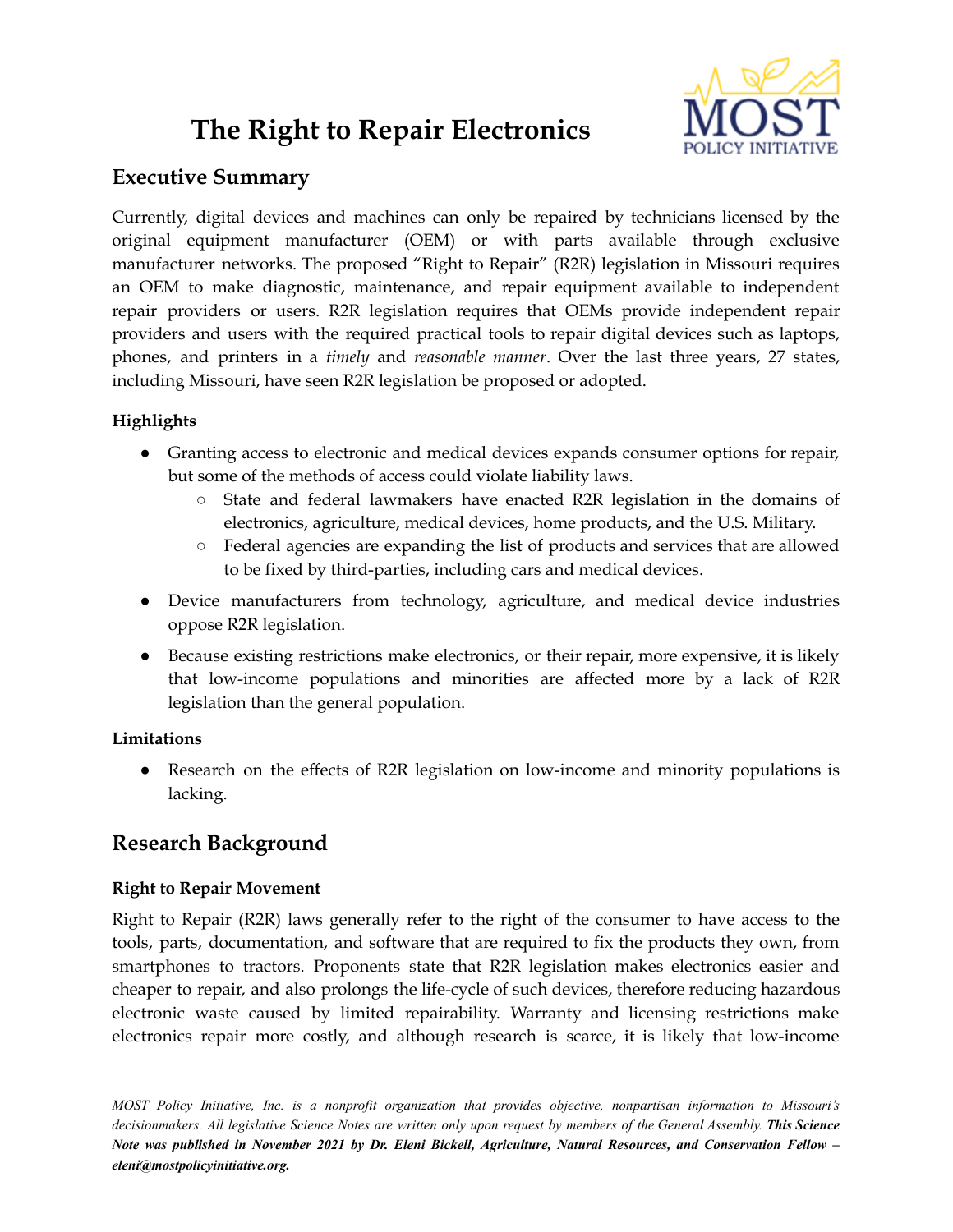# The Right to Repair Electronics

## Executive Summary

Currently, digital devices and machines can only be repaired by technicians licensed by the original equipment manufacturer (OEM) or with parts available through exclusive manufacturer networks. The proposed "Right to Repair" (R2R) legislation in Missouri requires an OEM to make diagnostic, maintenance, and repair equipment available to independent repair providers or users. R2R legislation requires that OEMs provide independent repair providers and users with the required practical tools to repair digital devices such as laptops, phones, and printers in a *timely* and *reasonable manner*. Over the last three years, 27 states, including Missouri, have seen R2R legislation be proposed or adopted.

### Highlights

- Granting access to electronic and medical devices expands consumer options for repair, but some of the methods of access could violate liability laws.
  - State and federal lawmakers have enacted R2R legislation in the domains of electronics, agriculture, medical devices, home products, and the U.S. Military.
  - Federal agencies are expanding the list of products and services that are allowed to be fixed by third-parties, including cars and medical devices.
- Device manufacturers from technology, agriculture, and medical device industries oppose R2R legislation.
- Because existing restrictions make electronics, or their repair, more expensive, it is likely that low-income populations and minorities are affected more by a lack of R2R legislation than the general population.

### Limitations

- Research on the effects of R2R legislation on low-income and minority populations is lacking.

---

## Research Background

### Right to Repair Movement

Right to Repair (R2R) laws generally refer to the right of the consumer to have access to the tools, parts, documentation, and software that are required to fix the products they own, from smartphones to tractors. Proponents state that R2R legislation makes electronics easier and cheaper to repair, and also prolongs the life-cycle of such devices, therefore reducing hazardous electronic waste caused by limited repairability. Warranty and licensing restrictions make electronics repair more costly, and although research is scarce, it is likely that low-income

*MOST Policy Initiative, Inc. is a nonprofit organization that provides objective, nonpartisan information to Missouri's decisionmakers. All legislative Science Notes are written only upon request by members of the General Assembly.* ***This Science Note was published in November 2021 by Dr. Eleni Bickell, Agriculture, Natural Resources, and Conservation Fellow – eleni@mostpolicyinitiative.org.***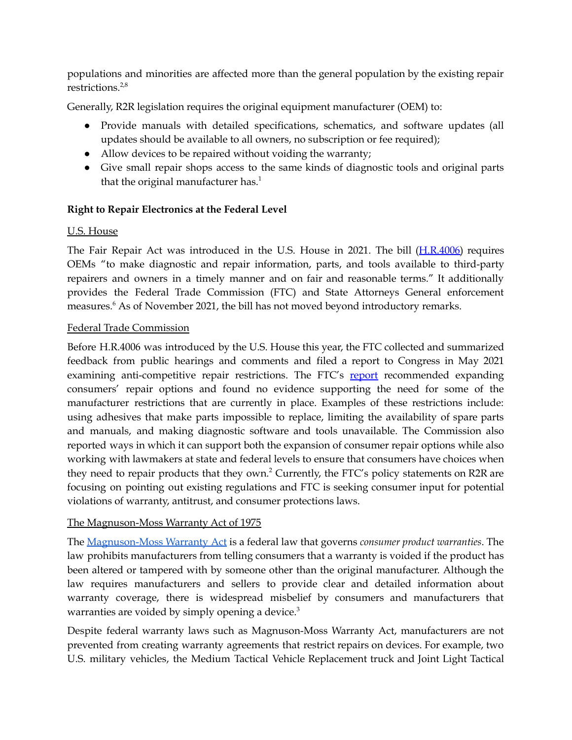populations and minorities are affected more than the general population by the existing repair restrictions.[2,8]

Generally, R2R legislation requires the original equipment manufacturer (OEM) to:

- Provide manuals with detailed specifications, schematics, and software updates (all updates should be available to all owners, no subscription or fee required);
- Allow devices to be repaired without voiding the warranty;
- Give small repair shops access to the same kinds of diagnostic tools and original parts that the original manufacturer has.[1]

**Right to Repair Electronics at the Federal Level**

U.S. House

The Fair Repair Act was introduced in the U.S. House in 2021. The bill (H.R.4006) requires OEMs "to make diagnostic and repair information, parts, and tools available to third-party repairers and owners in a timely manner and on fair and reasonable terms." It additionally provides the Federal Trade Commission (FTC) and State Attorneys General enforcement measures.[6] As of November 2021, the bill has not moved beyond introductory remarks.

Federal Trade Commission

Before H.R.4006 was introduced by the U.S. House this year, the FTC collected and summarized feedback from public hearings and comments and filed a report to Congress in May 2021 examining anti-competitive repair restrictions. The FTC's report recommended expanding consumers' repair options and found no evidence supporting the need for some of the manufacturer restrictions that are currently in place. Examples of these restrictions include: using adhesives that make parts impossible to replace, limiting the availability of spare parts and manuals, and making diagnostic software and tools unavailable. The Commission also reported ways in which it can support both the expansion of consumer repair options while also working with lawmakers at state and federal levels to ensure that consumers have choices when they need to repair products that they own.[2] Currently, the FTC's policy statements on R2R are focusing on pointing out existing regulations and FTC is seeking consumer input for potential violations of warranty, antitrust, and consumer protections laws.

The Magnuson-Moss Warranty Act of 1975

The Magnuson-Moss Warranty Act is a federal law that governs *consumer product warranties*. The law prohibits manufacturers from telling consumers that a warranty is voided if the product has been altered or tampered with by someone other than the original manufacturer. Although the law requires manufacturers and sellers to provide clear and detailed information about warranty coverage, there is widespread misbelief by consumers and manufacturers that warranties are voided by simply opening a device.[3]

Despite federal warranty laws such as Magnuson-Moss Warranty Act, manufacturers are not prevented from creating warranty agreements that restrict repairs on devices. For example, two U.S. military vehicles, the Medium Tactical Vehicle Replacement truck and Joint Light Tactical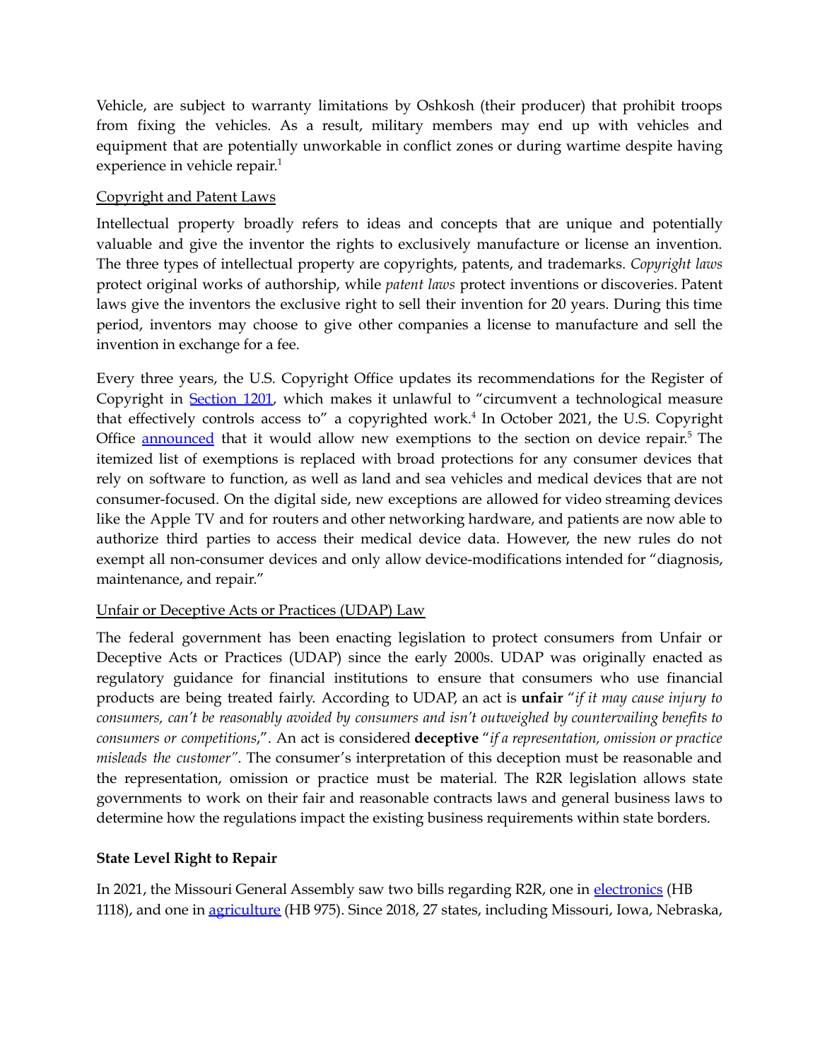Vehicle, are subject to warranty limitations by Oshkosh (their producer) that prohibit troops from fixing the vehicles. As a result, military members may end up with vehicles and equipment that are potentially unworkable in conflict zones or during wartime despite having experience in vehicle repair.[1]

Copyright and Patent Laws

Intellectual property broadly refers to ideas and concepts that are unique and potentially valuable and give the inventor the rights to exclusively manufacture or license an invention. The three types of intellectual property are copyrights, patents, and trademarks. *Copyright laws* protect original works of authorship, while *patent laws* protect inventions or discoveries. Patent laws give the inventors the exclusive right to sell their invention for 20 years. During this time period, inventors may choose to give other companies a license to manufacture and sell the invention in exchange for a fee.

Every three years, the U.S. Copyright Office updates its recommendations for the Register of Copyright in Section 1201, which makes it unlawful to "circumvent a technological measure that effectively controls access to" a copyrighted work.[4] In October 2021, the U.S. Copyright Office announced that it would allow new exemptions to the section on device repair.[5] The itemized list of exemptions is replaced with broad protections for any consumer devices that rely on software to function, as well as land and sea vehicles and medical devices that are not consumer-focused. On the digital side, new exceptions are allowed for video streaming devices like the Apple TV and for routers and other networking hardware, and patients are now able to authorize third parties to access their medical device data. However, the new rules do not exempt all non-consumer devices and only allow device-modifications intended for "diagnosis, maintenance, and repair."

Unfair or Deceptive Acts or Practices (UDAP) Law

The federal government has been enacting legislation to protect consumers from Unfair or Deceptive Acts or Practices (UDAP) since the early 2000s. UDAP was originally enacted as regulatory guidance for financial institutions to ensure that consumers who use financial products are being treated fairly. According to UDAP, an act is **unfair** "*if it may cause injury to consumers, can't be reasonably avoided by consumers and isn't outweighed by countervailing benefits to consumers or competitions*,". An act is considered **deceptive** "*if a representation, omission or practice misleads the customer*". The consumer's interpretation of this deception must be reasonable and the representation, omission or practice must be material. The R2R legislation allows state governments to work on their fair and reasonable contracts laws and general business laws to determine how the regulations impact the existing business requirements within state borders.

**State Level Right to Repair**

In 2021, the Missouri General Assembly saw two bills regarding R2R, one in electronics (HB 1118), and one in agriculture (HB 975). Since 2018, 27 states, including Missouri, Iowa, Nebraska,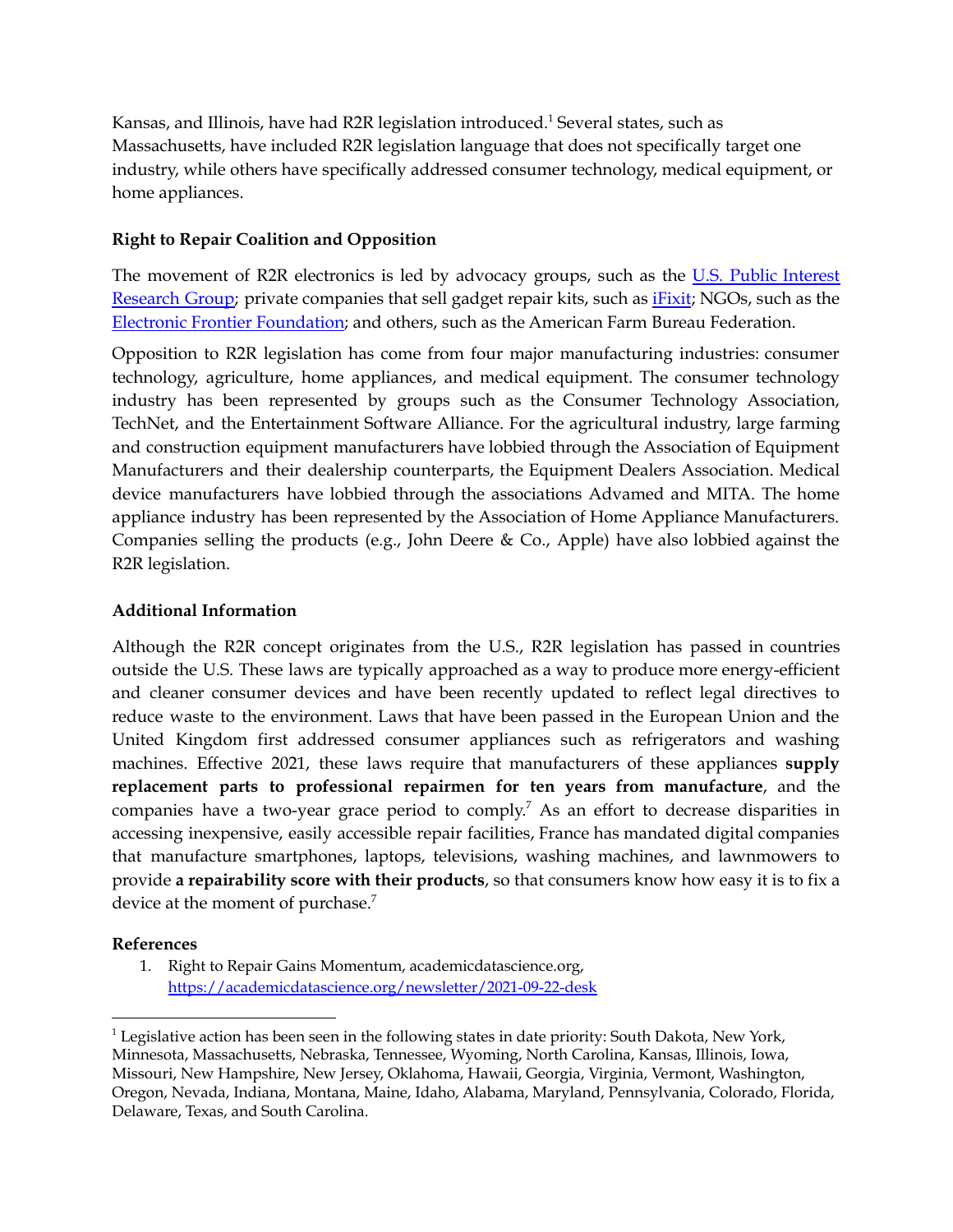Kansas, and Illinois, have had R2R legislation introduced.[1] Several states, such as Massachusetts, have included R2R legislation language that does not specifically target one industry, while others have specifically addressed consumer technology, medical equipment, or home appliances.

### Right to Repair Coalition and Opposition

The movement of R2R electronics is led by advocacy groups, such as the [U.S. Public Interest Research Group](); private companies that sell gadget repair kits, such as [iFixit](); NGOs, such as the [Electronic Frontier Foundation](); and others, such as the American Farm Bureau Federation.

Opposition to R2R legislation has come from four major manufacturing industries: consumer technology, agriculture, home appliances, and medical equipment. The consumer technology industry has been represented by groups such as the Consumer Technology Association, TechNet, and the Entertainment Software Alliance. For the agricultural industry, large farming and construction equipment manufacturers have lobbied through the Association of Equipment Manufacturers and their dealership counterparts, the Equipment Dealers Association. Medical device manufacturers have lobbied through the associations Advamed and MITA. The home appliance industry has been represented by the Association of Home Appliance Manufacturers. Companies selling the products (e.g., John Deere & Co., Apple) have also lobbied against the R2R legislation.

### Additional Information

Although the R2R concept originates from the U.S., R2R legislation has passed in countries outside the U.S. These laws are typically approached as a way to produce more energy-efficient and cleaner consumer devices and have been recently updated to reflect legal directives to reduce waste to the environment. Laws that have been passed in the European Union and the United Kingdom first addressed consumer appliances such as refrigerators and washing machines. Effective 2021, these laws require that manufacturers of these appliances **supply replacement parts to professional repairmen for ten years from manufacture**, and the companies have a two-year grace period to comply.[7] As an effort to decrease disparities in accessing inexpensive, easily accessible repair facilities, France has mandated digital companies that manufacture smartphones, laptops, televisions, washing machines, and lawnmowers to provide **a repairability score with their products**, so that consumers know how easy it is to fix a device at the moment of purchase.[7]

### References

1. Right to Repair Gains Momentum, academicdatascience.org, https://academicdatascience.org/newsletter/2021-09-22-desk

---

[1] Legislative action has been seen in the following states in date priority: South Dakota, New York, Minnesota, Massachusetts, Nebraska, Tennessee, Wyoming, North Carolina, Kansas, Illinois, Iowa, Missouri, New Hampshire, New Jersey, Oklahoma, Hawaii, Georgia, Virginia, Vermont, Washington, Oregon, Nevada, Indiana, Montana, Maine, Idaho, Alabama, Maryland, Pennsylvania, Colorado, Florida, Delaware, Texas, and South Carolina.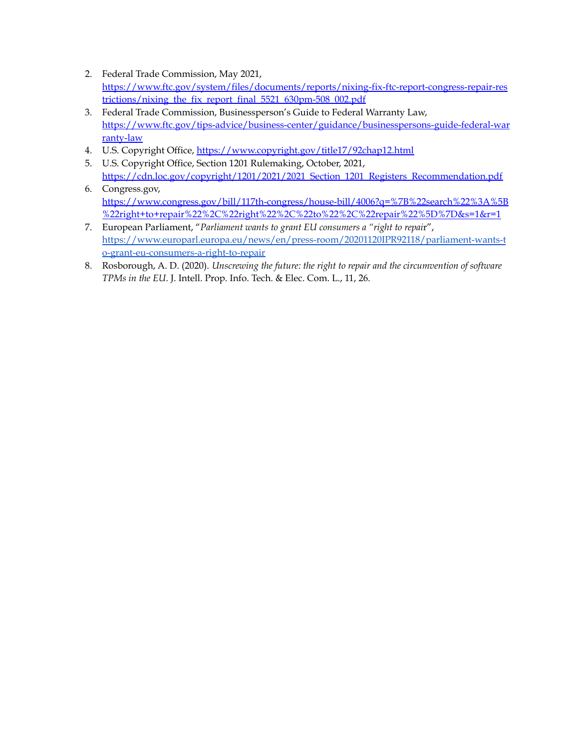2. Federal Trade Commission, May 2021, https://www.ftc.gov/system/files/documents/reports/nixing-fix-ftc-report-congress-repair-restrictions/nixing_the_fix_report_final_5521_630pm-508_002.pdf
3. Federal Trade Commission, Businessperson's Guide to Federal Warranty Law, https://www.ftc.gov/tips-advice/business-center/guidance/businesspersons-guide-federal-warranty-law
4. U.S. Copyright Office, https://www.copyright.gov/title17/92chap12.html
5. U.S. Copyright Office, Section 1201 Rulemaking, October, 2021, https://cdn.loc.gov/copyright/1201/2021/2021_Section_1201_Registers_Recommendation.pdf
6. Congress.gov, https://www.congress.gov/bill/117th-congress/house-bill/4006?q=%7B%22search%22%3A%5B%22right+to+repair%22%2C%22right%22%2C%22to%22%2C%22repair%22%5D%7D&s=1&r=1
7. European Parliament, "*Parliament wants to grant EU consumers a "right to repai*r", https://www.europarl.europa.eu/news/en/press-room/20201120IPR92118/parliament-wants-to-grant-eu-consumers-a-right-to-repair
8. Rosborough, A. D. (2020). *Unscrewing the future: the right to repair and the circumvention of software TPMs in the EU*. J. Intell. Prop. Info. Tech. & Elec. Com. L., 11, 26.